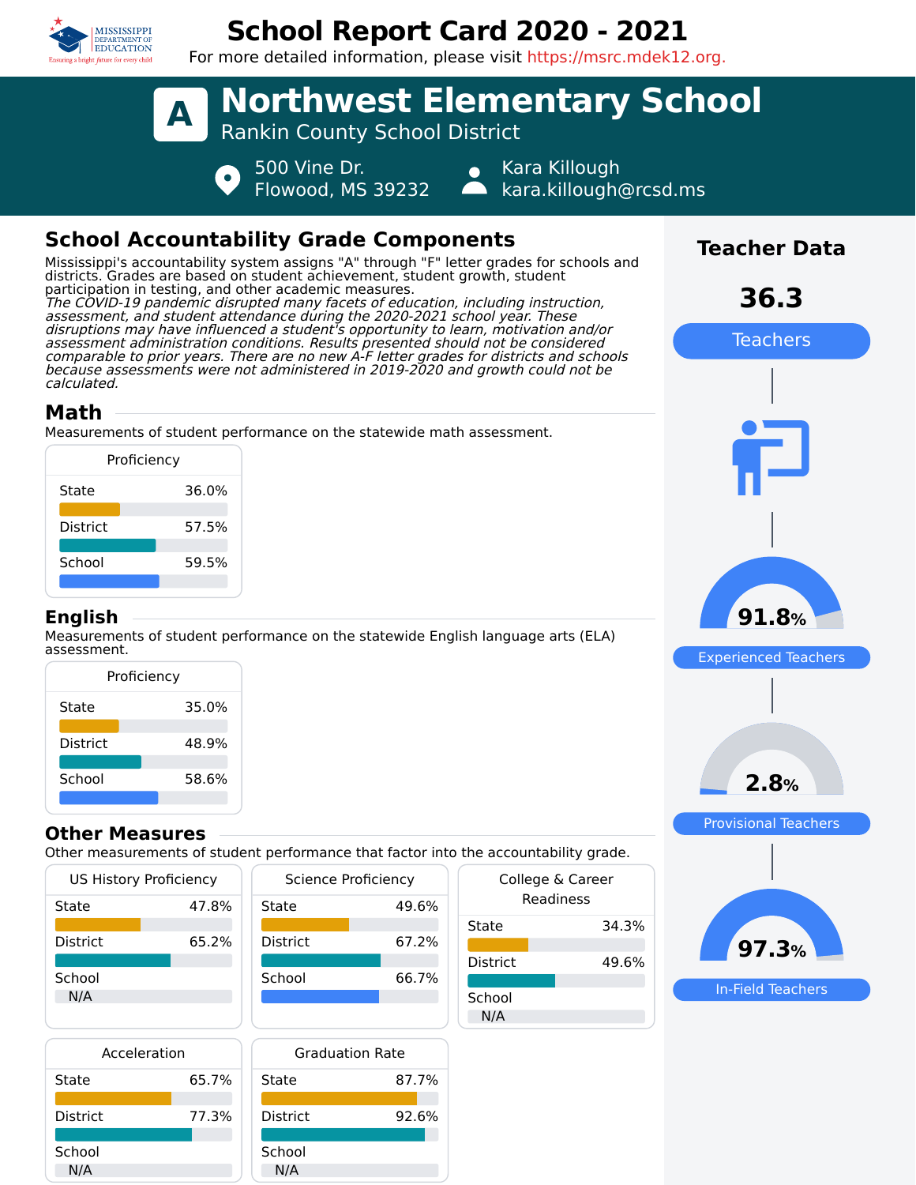# School Report Card 2020 - 2021

For more detailed information, please visit https://msrc.mdek12.org.

## A Northwest Elementary School

Rankin County School District

500 Vine Dr.
Flowood, MS 39232

Kara Killough
kara.killough@rcsd.ms

## School Accountability Grade Components

Mississippi's accountability system assigns "A" through "F" letter grades for schools and districts. Grades are based on student achievement, student growth, student participation in testing, and other academic measures.

*The COVID-19 pandemic disrupted many facets of education, including instruction, assessment, and student attendance during the 2020-2021 school year. These disruptions may have influenced a student's opportunity to learn, motivation and/or assessment administration conditions. Results presented should not be considered comparable to prior years. There are no new A-F letter grades for districts and schools because assessments were not administered in 2019-2020 and growth could not be calculated.*

### Math

Measurements of student performance on the statewide math assessment.

| Proficiency | |
|---|---|
| State | 36.0% |
| District | 57.5% |
| School | 59.5% |

### English

Measurements of student performance on the statewide English language arts (ELA) assessment.

| Proficiency | |
|---|---|
| State | 35.0% |
| District | 48.9% |
| School | 58.6% |

### Other Measures

Other measurements of student performance that factor into the accountability grade.

| US History Proficiency | |
|---|---|
| State | 47.8% |
| District | 65.2% |
| School | N/A |

| Science Proficiency | |
|---|---|
| State | 49.6% |
| District | 67.2% |
| School | 66.7% |

| College & Career Readiness | |
|---|---|
| State | 34.3% |
| District | 49.6% |
| School | N/A |

| Acceleration | |
|---|---|
| State | 65.7% |
| District | 77.3% |
| School | N/A |

| Graduation Rate | |
|---|---|
| State | 87.7% |
| District | 92.6% |
| School | N/A |

## Teacher Data

**36.3** Teachers

**91.8%** Experienced Teachers

**2.8%** Provisional Teachers

**97.3%** In-Field Teachers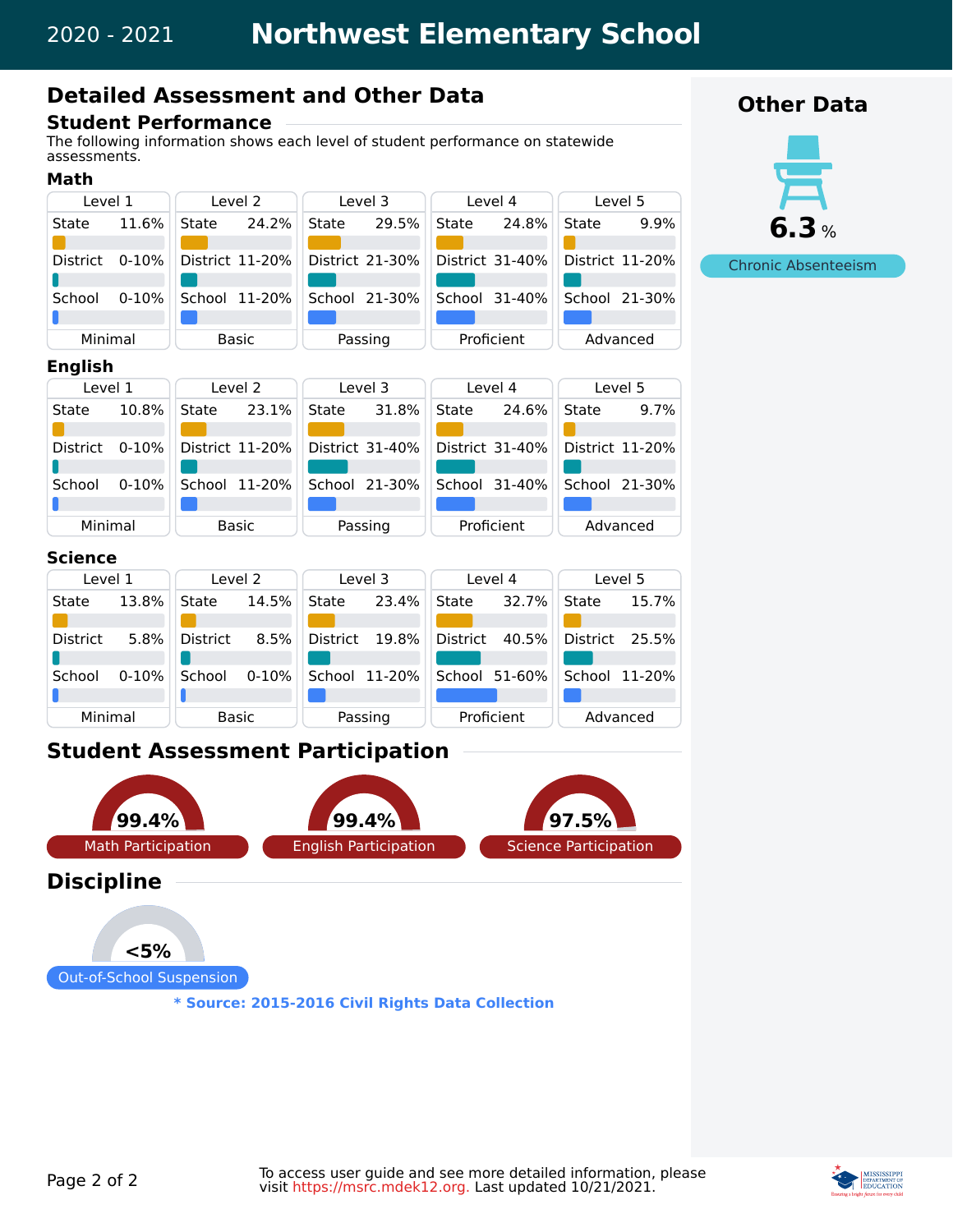2020 - 2021

# Northwest Elementary School

## Detailed Assessment and Other Data

### Student Performance

The following information shows each level of student performance on statewide assessments.

#### Math

| | Level 1 | Level 2 | Level 3 | Level 4 | Level 5 |
|---|---|---|---|---|---|
| State | 11.6% | 24.2% | 29.5% | 24.8% | 9.9% |
| District | 0-10% | 11-20% | 21-30% | 31-40% | 11-20% |
| School | 0-10% | 11-20% | 21-30% | 31-40% | 21-30% |
| | Minimal | Basic | Passing | Proficient | Advanced |

#### English

| | Level 1 | Level 2 | Level 3 | Level 4 | Level 5 |
|---|---|---|---|---|---|
| State | 10.8% | 23.1% | 31.8% | 24.6% | 9.7% |
| District | 0-10% | 11-20% | 31-40% | 31-40% | 11-20% |
| School | 0-10% | 11-20% | 21-30% | 31-40% | 21-30% |
| | Minimal | Basic | Passing | Proficient | Advanced |

#### Science

| | Level 1 | Level 2 | Level 3 | Level 4 | Level 5 |
|---|---|---|---|---|---|
| State | 13.8% | 14.5% | 23.4% | 32.7% | 15.7% |
| District | 5.8% | 8.5% | 19.8% | 40.5% | 25.5% |
| School | 0-10% | 0-10% | 11-20% | 51-60% | 11-20% |
| | Minimal | Basic | Passing | Proficient | Advanced |

## Student Assessment Participation

99.4%
Math Participation

99.4%
English Participation

97.5%
Science Participation

## Discipline

<5%
Out-of-School Suspension

**\* Source: 2015-2016 Civil Rights Data Collection**

## Other Data

6.3 %
Chronic Absenteeism

To access user guide and see more detailed information, please visit https://msrc.mdek12.org. Last updated 10/21/2021.